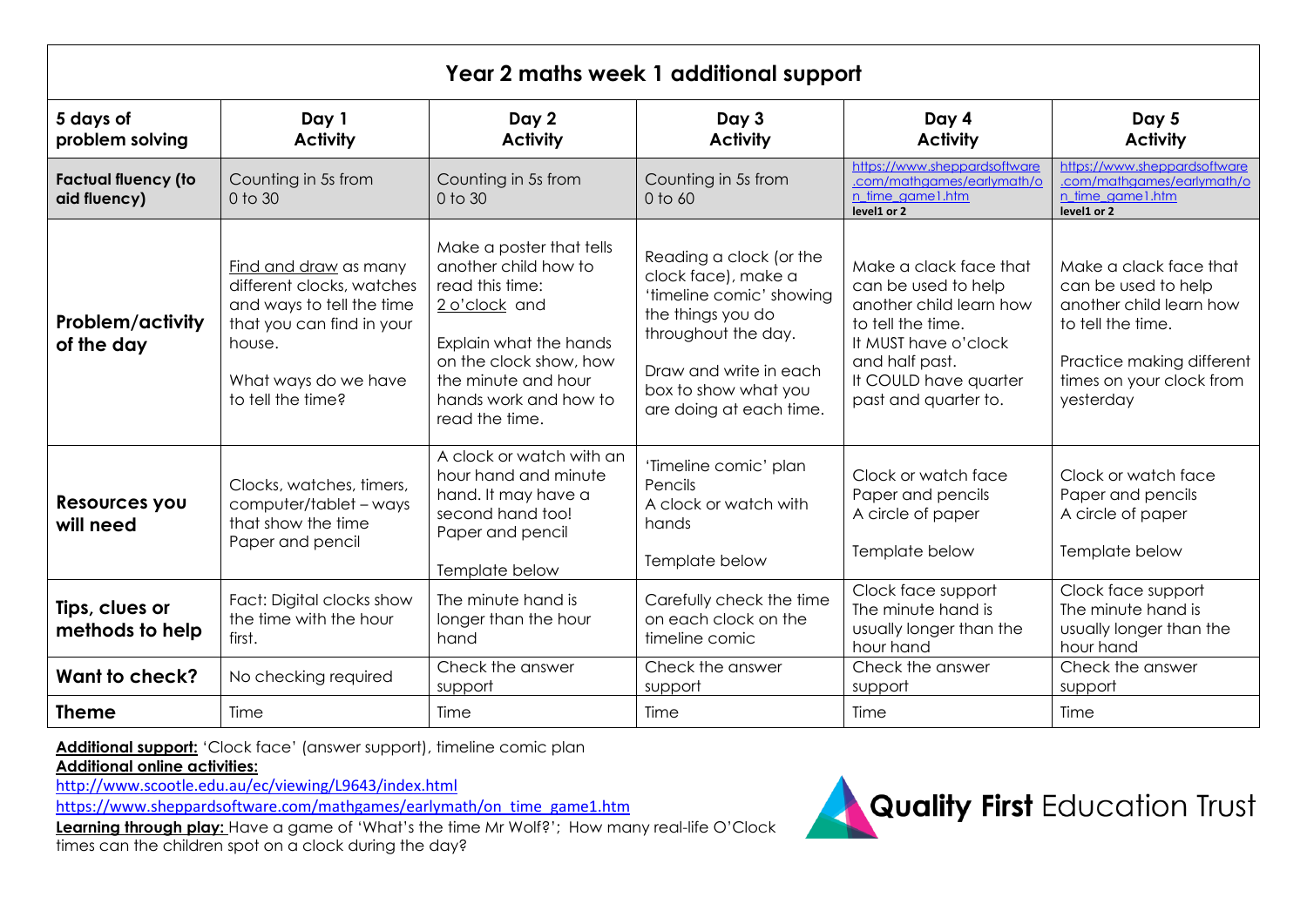# Year 2 maths week 1 additional support

| 5 days of problem solving | Day 1 Activity | Day 2 Activity | Day 3 Activity | Day 4 Activity | Day 5 Activity |
|---|---|---|---|---|---|
| **Factual fluency (to aid fluency)** | Counting in 5s from 0 to 30 | Counting in 5s from 0 to 30 | Counting in 5s from 0 to 60 | https://www.sheppardsoftware.com/mathgames/earlymath/on_time_game1.htm **level1 or 2** | https://www.sheppardsoftware.com/mathgames/earlymath/on_time_game1.htm **level1 or 2** |
| **Problem/activity of the day** | Find and draw as many different clocks, watches and ways to tell the time that you can find in your house. What ways do we have to tell the time? | Make a poster that tells another child how to read this time: 2 o'clock and Explain what the hands on the clock show, how the minute and hour hands work and how to read the time. | Reading a clock (or the clock face), make a 'timeline comic' showing the things you do throughout the day. Draw and write in each box to show what you are doing at each time. | Make a clack face that can be used to help another child learn how to tell the time. It MUST have o'clock and half past. It COULD have quarter past and quarter to. | Make a clack face that can be used to help another child learn how to tell the time. Practice making different times on your clock from yesterday |
| **Resources you will need** | Clocks, watches, timers, computer/tablet – ways that show the time Paper and pencil | A clock or watch with an hour hand and minute hand. It may have a second hand too! Paper and pencil Template below | 'Timeline comic' plan Pencils A clock or watch with hands Template below | Clock or watch face Paper and pencils A circle of paper Template below | Clock or watch face Paper and pencils A circle of paper Template below |
| **Tips, clues or methods to help** | Fact: Digital clocks show the time with the hour first. | The minute hand is longer than the hour hand | Carefully check the time on each clock on the timeline comic | Clock face support The minute hand is usually longer than the hour hand | Clock face support The minute hand is usually longer than the hour hand |
| **Want to check?** | No checking required | Check the answer support | Check the answer support | Check the answer support | Check the answer support |
| **Theme** | Time | Time | Time | Time | Time |

**Additional support:** 'Clock face' (answer support), timeline comic plan

**Additional online activities:**

http://www.scootle.edu.au/ec/viewing/L9643/index.html

https://www.sheppardsoftware.com/mathgames/earlymath/on_time_game1.htm

**Learning through play:** Have a game of 'What's the time Mr Wolf?'; How many real-life O'Clock times can the children spot on a clock during the day?

**Quality First** Education Trust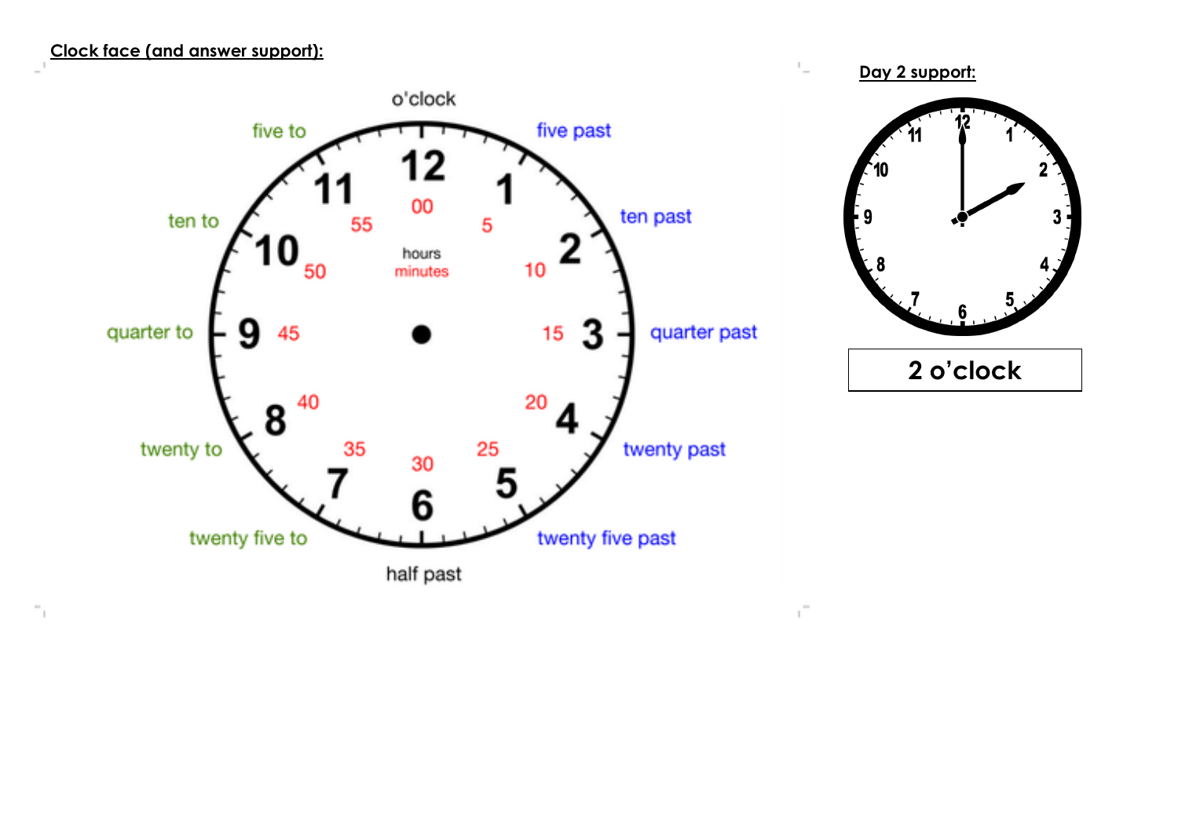**Clock face (and answer support):**

o'clock

five to

five past

ten to

ten past

quarter to

quarter past

twenty to

twenty past

twenty five to

twenty five past

half past

**Day 2 support:**

| 2 o'clock |
|---|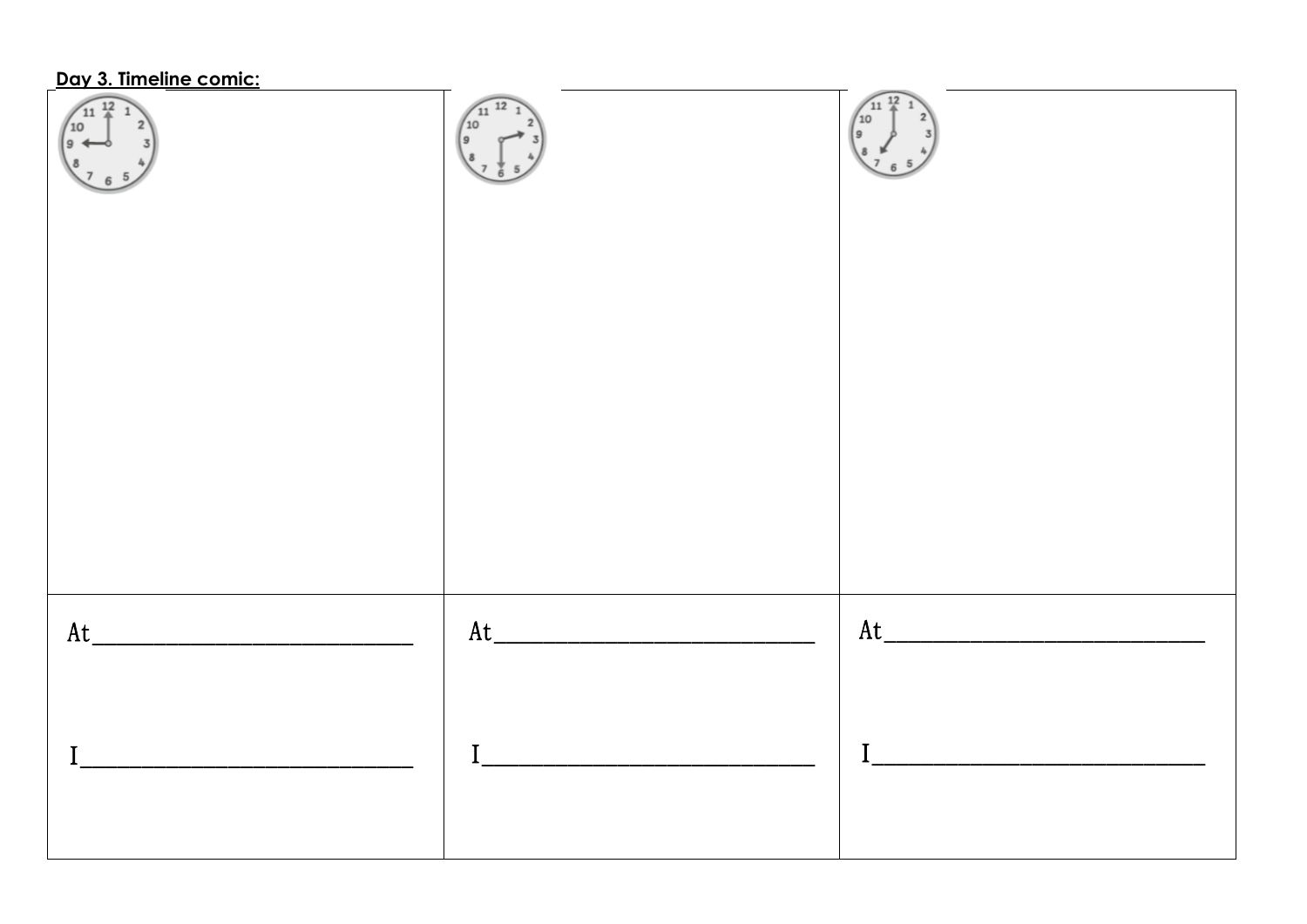**Day 3. Timeline comic:**

| | | |
|---|---|---|
| | | |
| At______________________________ | At______________________________ | At______________________________ |
| I______________________________ | I______________________________ | I______________________________ |